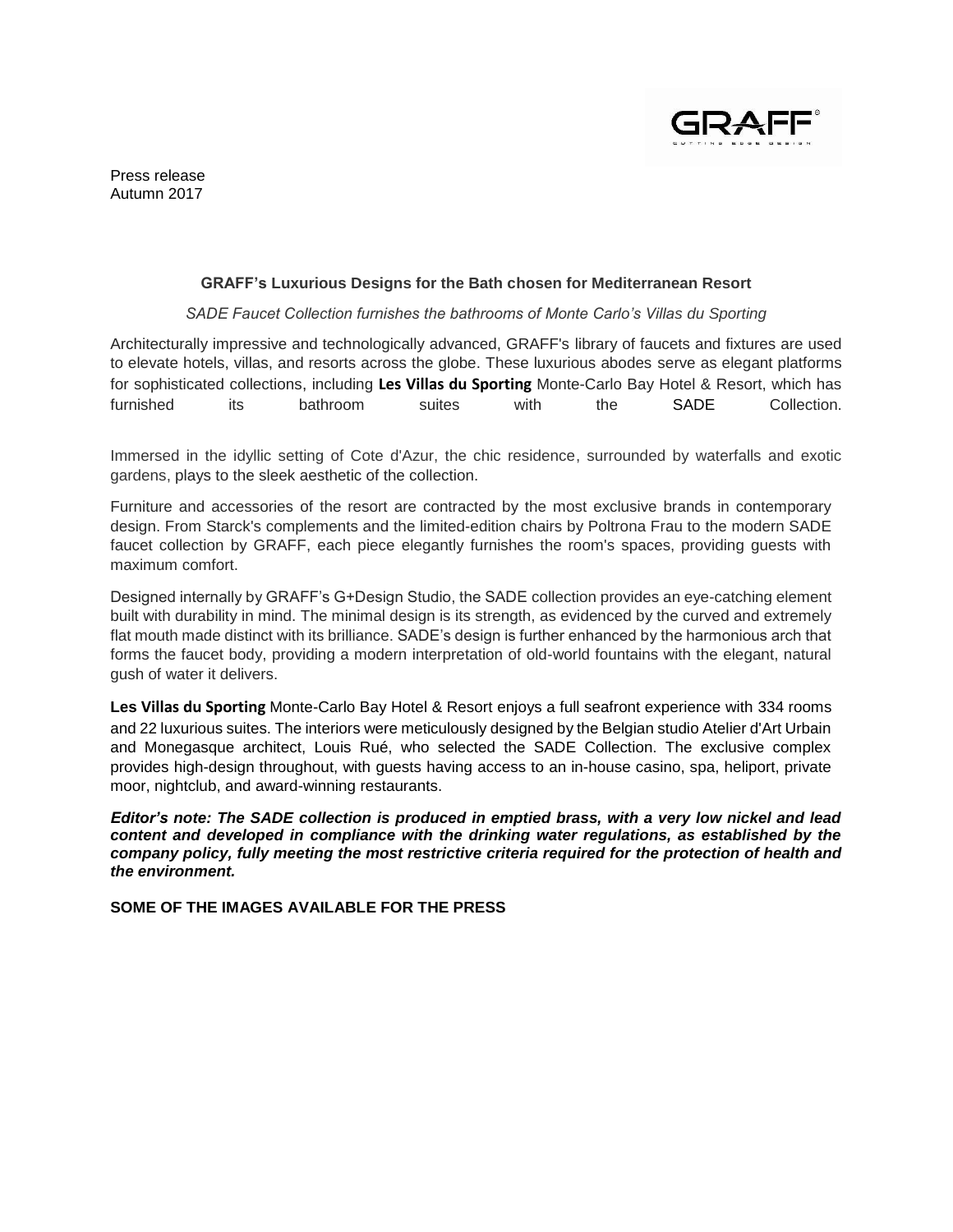Press release
Autumn 2017

**GRAFF's Luxurious Designs for the Bath chosen for Mediterranean Resort**

*SADE Faucet Collection furnishes the bathrooms of Monte Carlo's Villas du Sporting*

Architecturally impressive and technologically advanced, GRAFF's library of faucets and fixtures are used to elevate hotels, villas, and resorts across the globe. These luxurious abodes serve as elegant platforms for sophisticated collections, including **Les Villas du Sporting** Monte-Carlo Bay Hotel & Resort, which has furnished its bathroom suites with the SADE Collection.

Immersed in the idyllic setting of Cote d'Azur, the chic residence, surrounded by waterfalls and exotic gardens, plays to the sleek aesthetic of the collection.

Furniture and accessories of the resort are contracted by the most exclusive brands in contemporary design. From Starck's complements and the limited-edition chairs by Poltrona Frau to the modern SADE faucet collection by GRAFF, each piece elegantly furnishes the room's spaces, providing guests with maximum comfort.

Designed internally by GRAFF's G+Design Studio, the SADE collection provides an eye-catching element built with durability in mind. The minimal design is its strength, as evidenced by the curved and extremely flat mouth made distinct with its brilliance. SADE's design is further enhanced by the harmonious arch that forms the faucet body, providing a modern interpretation of old-world fountains with the elegant, natural gush of water it delivers.

**Les Villas du Sporting** Monte-Carlo Bay Hotel & Resort enjoys a full seafront experience with 334 rooms and 22 luxurious suites. The interiors were meticulously designed by the Belgian studio Atelier d'Art Urbain and Monegasque architect, Louis Rué, who selected the SADE Collection. The exclusive complex provides high-design throughout, with guests having access to an in-house casino, spa, heliport, private moor, nightclub, and award-winning restaurants.

***Editor's note: The SADE collection is produced in emptied brass, with a very low nickel and lead content and developed in compliance with the drinking water regulations, as established by the company policy, fully meeting the most restrictive criteria required for the protection of health and the environment.***

**SOME OF THE IMAGES AVAILABLE FOR THE PRESS**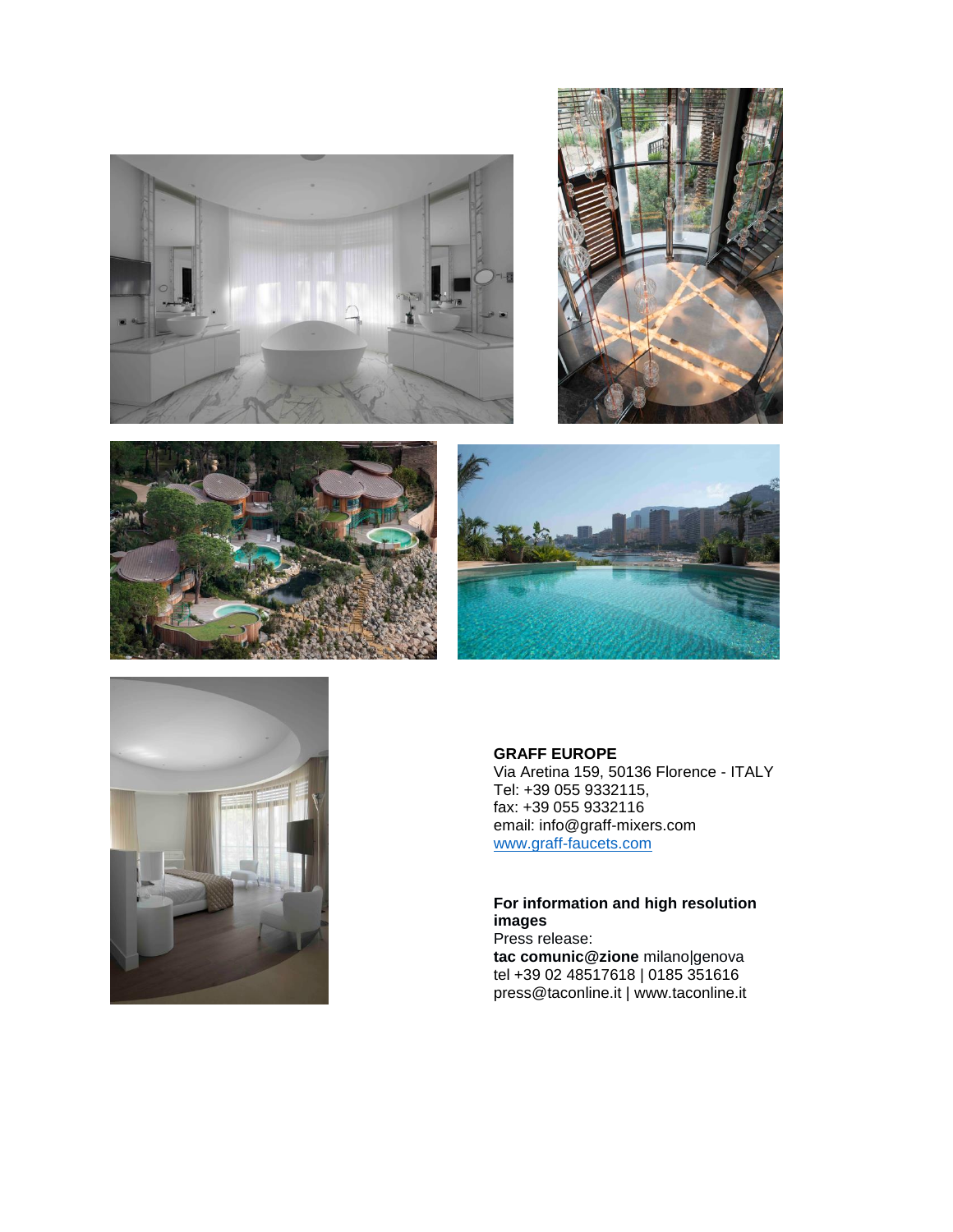**GRAFF EUROPE**
Via Aretina 159, 50136 Florence - ITALY
Tel: +39 055 9332115,
fax: +39 055 9332116
email: info@graff-mixers.com
www.graff-faucets.com

**For information and high resolution images**
Press release:
**tac comunic@zione** milano|genova
tel +39 02 48517618 | 0185 351616
press@taconline.it | www.taconline.it